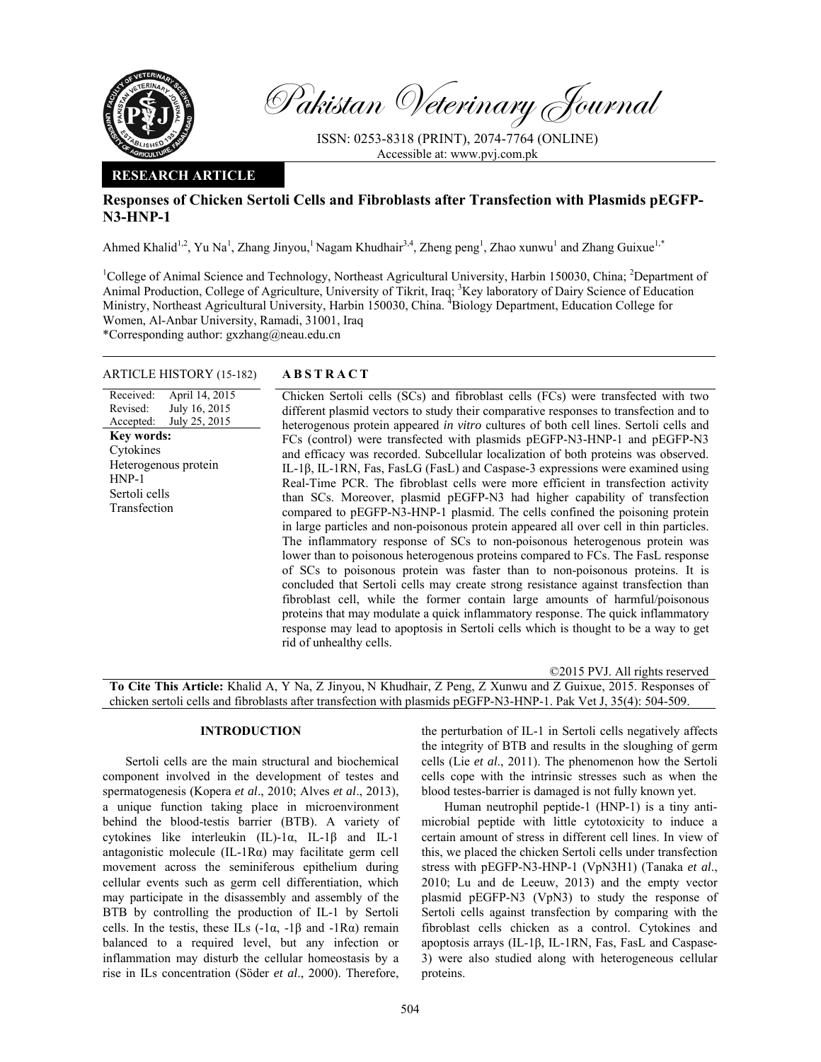Pakistan Veterinary Journal

ISSN: 0253-8318 (PRINT), 2074-7764 (ONLINE)
Accessible at: www.pvj.com.pk

**RESEARCH ARTICLE**

# Responses of Chicken Sertoli Cells and Fibroblasts after Transfection with Plasmids pEGFP-N3-HNP-1

Ahmed Khalid[1,2], Yu Na[1], Zhang Jinyou,[1] Nagam Khudhair[3,4], Zheng peng[1], Zhao xunwu[1] and Zhang Guixue[1,*]

[1]College of Animal Science and Technology, Northeast Agricultural University, Harbin 150030, China; [2]Department of Animal Production, College of Agriculture, University of Tikrit, Iraq; [3]Key laboratory of Dairy Science of Education Ministry, Northeast Agricultural University, Harbin 150030, China. [4]Biology Department, Education College for Women, Al-Anbar University, Ramadi, 31001, Iraq
*Corresponding author: gxzhang@neau.edu.cn

**ARTICLE HISTORY (15-182)**

Received: April 14, 2015
Revised: July 16, 2015
Accepted: July 25, 2015

**Key words:**
Cytokines
Heterogenous protein
HNP-1
Sertoli cells
Transfection

## ABSTRACT

Chicken Sertoli cells (SCs) and fibroblast cells (FCs) were transfected with two different plasmid vectors to study their comparative responses to transfection and to heterogenous protein appeared *in vitro* cultures of both cell lines. Sertoli cells and FCs (control) were transfected with plasmids pEGFP-N3-HNP-1 and pEGFP-N3 and efficacy was recorded. Subcellular localization of both proteins was observed. IL-1β, IL-1RN, Fas, FasLG (FasL) and Caspase-3 expressions were examined using Real-Time PCR. The fibroblast cells were more efficient in transfection activity than SCs. Moreover, plasmid pEGFP-N3 had higher capability of transfection compared to pEGFP-N3-HNP-1 plasmid. The cells confined the poisoning protein in large particles and non-poisonous protein appeared all over cell in thin particles. The inflammatory response of SCs to non-poisonous heterogenous protein was lower than to poisonous heterogenous proteins compared to FCs. The FasL response of SCs to poisonous protein was faster than to non-poisonous proteins. It is concluded that Sertoli cells may create strong resistance against transfection than fibroblast cell, while the former contain large amounts of harmful/poisonous proteins that may modulate a quick inflammatory response. The quick inflammatory response may lead to apoptosis in Sertoli cells which is thought to be a way to get rid of unhealthy cells.

©2015 PVJ. All rights reserved

**To Cite This Article:** Khalid A, Y Na, Z Jinyou, N Khudhair, Z Peng, Z Xunwu and Z Guixue, 2015. Responses of chicken sertoli cells and fibroblasts after transfection with plasmids pEGFP-N3-HNP-1. Pak Vet J, 35(4): 504-509.

## INTRODUCTION

Sertoli cells are the main structural and biochemical component involved in the development of testes and spermatogenesis (Kopera *et al*., 2010; Alves *et al*., 2013), a unique function taking place in microenvironment behind the blood-testis barrier (BTB). A variety of cytokines like interleukin (IL)-1α, IL-1β and IL-1 antagonistic molecule (IL-1Rα) may facilitate germ cell movement across the seminiferous epithelium during cellular events such as germ cell differentiation, which may participate in the disassembly and assembly of the BTB by controlling the production of IL-1 by Sertoli cells. In the testis, these ILs (-1α, -1β and -1Rα) remain balanced to a required level, but any infection or inflammation may disturb the cellular homeostasis by a rise in ILs concentration (Söder *et al*., 2000). Therefore, the perturbation of IL-1 in Sertoli cells negatively affects the integrity of BTB and results in the sloughing of germ cells (Lie *et al*., 2011). The phenomenon how the Sertoli cells cope with the intrinsic stresses such as when the blood testes-barrier is damaged is not fully known yet.

Human neutrophil peptide-1 (HNP-1) is a tiny anti-microbial peptide with little cytotoxicity to induce a certain amount of stress in different cell lines. In view of this, we placed the chicken Sertoli cells under transfection stress with pEGFP-N3-HNP-1 (VpN3H1) (Tanaka *et al*., 2010; Lu and de Leeuw, 2013) and the empty vector plasmid pEGFP-N3 (VpN3) to study the response of Sertoli cells against transfection by comparing with the fibroblast cells chicken as a control. Cytokines and apoptosis arrays (IL-1β, IL-1RN, Fas, FasL and Caspase-3) were also studied along with heterogeneous cellular proteins.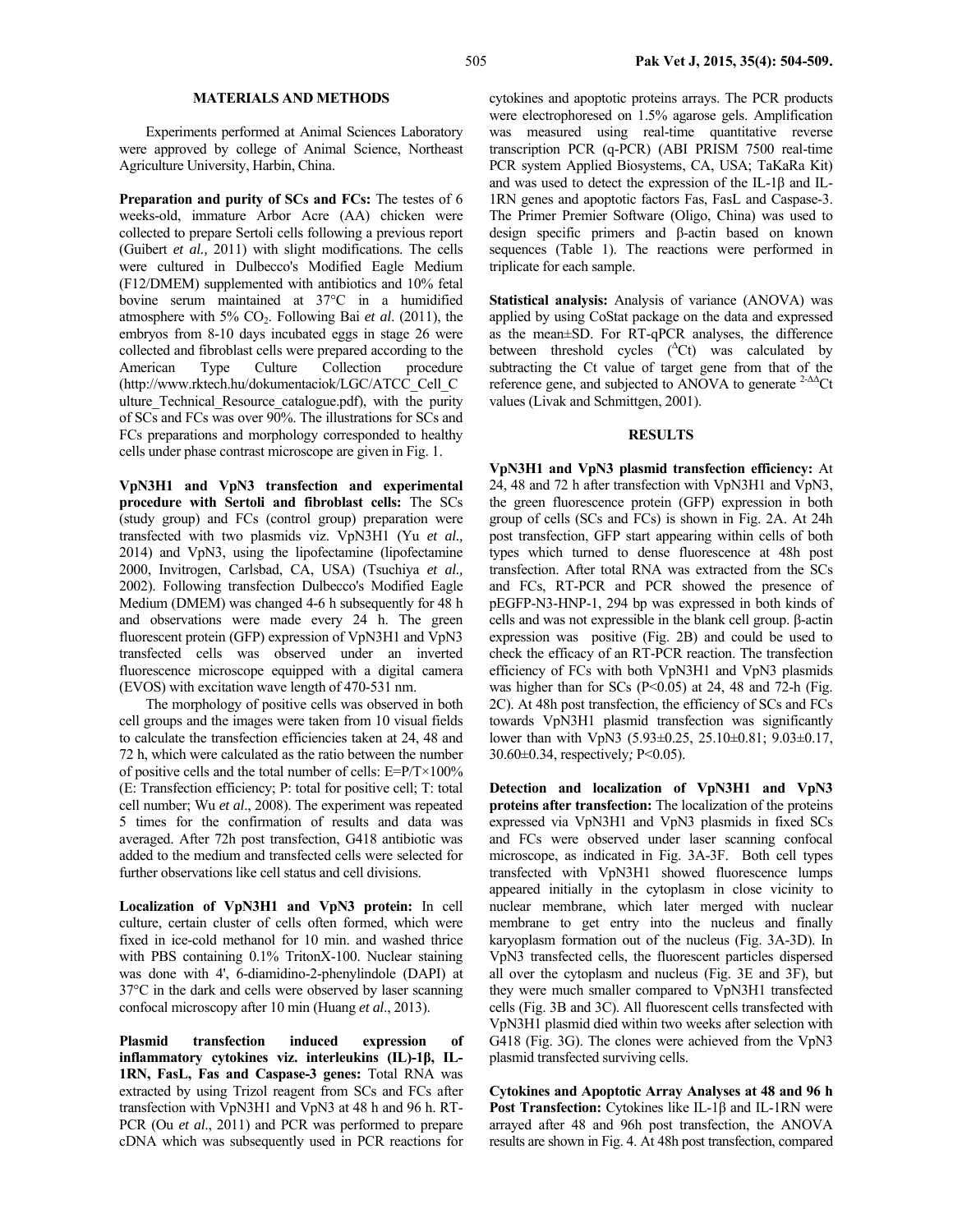## MATERIALS AND METHODS

Experiments performed at Animal Sciences Laboratory were approved by college of Animal Science, Northeast Agriculture University, Harbin, China.

**Preparation and purity of SCs and FCs:** The testes of 6 weeks-old, immature Arbor Acre (AA) chicken were collected to prepare Sertoli cells following a previous report (Guibert *et al.,* 2011) with slight modifications. The cells were cultured in Dulbecco's Modified Eagle Medium (F12/DMEM) supplemented with antibiotics and 10% fetal bovine serum maintained at 37°C in a humidified atmosphere with 5% $CO_2$. Following Bai *et al.* (2011), the embryos from 8-10 days incubated eggs in stage 26 were collected and fibroblast cells were prepared according to the American Type Culture Collection procedure (http://www.rktech.hu/dokumentaciok/LGC/ATCC_Cell_Culture_Technical_Resource_catalogue.pdf), with the purity of SCs and FCs was over 90%. The illustrations for SCs and FCs preparations and morphology corresponded to healthy cells under phase contrast microscope are given in Fig. 1.

**VpN3H1 and VpN3 transfection and experimental procedure with Sertoli and fibroblast cells:** The SCs (study group) and FCs (control group) preparation were transfected with two plasmids viz. VpN3H1 (Yu *et al.,* 2014) and VpN3, using the lipofectamine (lipofectamine 2000, Invitrogen, Carlsbad, CA, USA) (Tsuchiya *et al.,* 2002). Following transfection Dulbecco's Modified Eagle Medium (DMEM) was changed 4-6 h subsequently for 48 h and observations were made every 24 h. The green fluorescent protein (GFP) expression of VpN3H1 and VpN3 transfected cells was observed under an inverted fluorescence microscope equipped with a digital camera (EVOS) with excitation wave length of 470-531 nm.

The morphology of positive cells was observed in both cell groups and the images were taken from 10 visual fields to calculate the transfection efficiencies taken at 24, 48 and 72 h, which were calculated as the ratio between the number of positive cells and the total number of cells: $E=P/T\times100\%$ (E: Transfection efficiency; P: total for positive cell; T: total cell number; Wu *et al*., 2008). The experiment was repeated 5 times for the confirmation of results and data was averaged. After 72h post transfection, G418 antibiotic was added to the medium and transfected cells were selected for further observations like cell status and cell divisions.

**Localization of VpN3H1 and VpN3 protein:** In cell culture, certain cluster of cells often formed, which were fixed in ice-cold methanol for 10 min. and washed thrice with PBS containing 0.1% TritonX-100. Nuclear staining was done with 4', 6-diamidino-2-phenylindole (DAPI) at 37°C in the dark and cells were observed by laser scanning confocal microscopy after 10 min (Huang *et al*., 2013).

**Plasmid transfection induced expression of inflammatory cytokines viz. interleukins (IL)-1β, IL-1RN, FasL, Fas and Caspase-3 genes:** Total RNA was extracted by using Trizol reagent from SCs and FCs after transfection with VpN3H1 and VpN3 at 48 h and 96 h. RT-PCR (Ou *et al*., 2011) and PCR was performed to prepare cDNA which was subsequently used in PCR reactions for cytokines and apoptotic proteins arrays. The PCR products were electrophoresed on 1.5% agarose gels. Amplification was measured using real-time quantitative reverse transcription PCR (q-PCR) (ABI PRISM 7500 real-time PCR system Applied Biosystems, CA, USA; TaKaRa Kit) and was used to detect the expression of the IL-1β and IL-1RN genes and apoptotic factors Fas, FasL and Caspase-3. The Primer Premier Software (Oligo, China) was used to design specific primers and β-actin based on known sequences (Table 1). The reactions were performed in triplicate for each sample.

**Statistical analysis:** Analysis of variance (ANOVA) was applied by using CoStat package on the data and expressed as the mean±SD. For RT-qPCR analyses, the difference between threshold cycles ($^{\Delta}$Ct) was calculated by subtracting the Ct value of target gene from that of the reference gene, and subjected to ANOVA to generate $^{2-\Delta\Delta}$Ct values (Livak and Schmittgen, 2001).

## RESULTS

**VpN3H1 and VpN3 plasmid transfection efficiency:** At 24, 48 and 72 h after transfection with VpN3H1 and VpN3, the green fluorescence protein (GFP) expression in both group of cells (SCs and FCs) is shown in Fig. 2A. At 24h post transfection, GFP start appearing within cells of both types which turned to dense fluorescence at 48h post transfection. After total RNA was extracted from the SCs and FCs, RT-PCR and PCR showed the presence of pEGFP-N3-HNP-1, 294 bp was expressed in both kinds of cells and was not expressible in the blank cell group. β-actin expression was positive (Fig. 2B) and could be used to check the efficacy of an RT-PCR reaction. The transfection efficiency of FCs with both VpN3H1 and VpN3 plasmids was higher than for SCs ($P<0.05$) at 24, 48 and 72-h (Fig. 2C). At 48h post transfection, the efficiency of SCs and FCs towards VpN3H1 plasmid transfection was significantly lower than with VpN3 (5.93±0.25, 25.10±0.81; 9.03±0.17, 30.60±0.34, respectively*;* $P<0.05$).

**Detection and localization of VpN3H1 and VpN3 proteins after transfection:** The localization of the proteins expressed via VpN3H1 and VpN3 plasmids in fixed SCs and FCs were observed under laser scanning confocal microscope, as indicated in Fig. 3A-3F. Both cell types transfected with VpN3H1 showed fluorescence lumps appeared initially in the cytoplasm in close vicinity to nuclear membrane, which later merged with nuclear membrane to get entry into the nucleus and finally karyoplasm formation out of the nucleus (Fig. 3A-3D). In VpN3 transfected cells, the fluorescent particles dispersed all over the cytoplasm and nucleus (Fig. 3E and 3F), but they were much smaller compared to VpN3H1 transfected cells (Fig. 3B and 3C). All fluorescent cells transfected with VpN3H1 plasmid died within two weeks after selection with G418 (Fig. 3G). The clones were achieved from the VpN3 plasmid transfected surviving cells.

**Cytokines and Apoptotic Array Analyses at 48 and 96 h Post Transfection:** Cytokines like IL-1β and IL-1RN were arrayed after 48 and 96h post transfection, the ANOVA results are shown in Fig. 4. At 48h post transfection, compared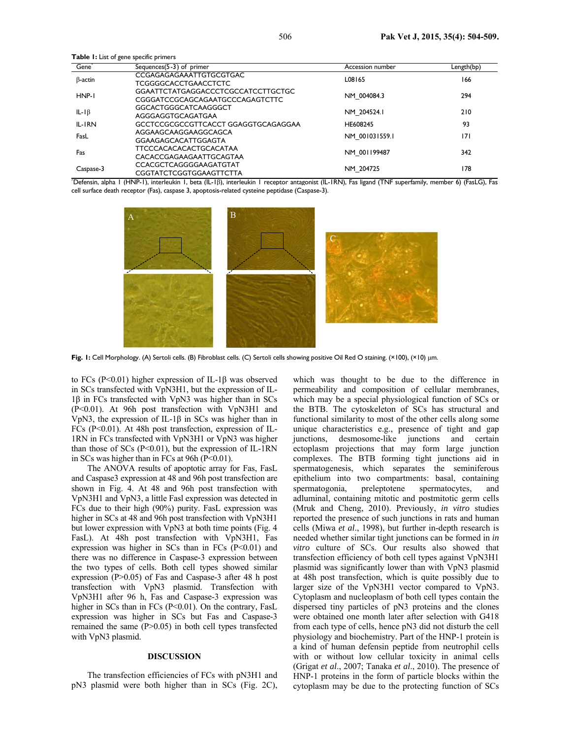**Table 1:** List of gene specific primers

| Gene* | Sequences(5-3) of primer | Accession number | Length(bp) |
|---|---|---|---|
| β-actin | CCGAGAGAGAAATTGTGCGTGAC<br>TCGGGGCACCTGAACCTCTC | L08165 | 166 |
| HNP-1 | GGAATTCTATGAGGACCCTCGCCATCCTTGCTGC<br>CGGGATCCGCAGCAGAATGCCCAGAGTCTTC | NM_004084.3 | 294 |
| IL-1β | GGCACTGGGCATCAAGGGCT<br>AGGGAGGTGCAGATGAA | NM_204524.1 | 210 |
| IL-1RN | GCCTCCGCGCCGTTCACCT GGAGGTGCAGAGGAA | HE608245 | 93 |
| FasL | AGGAAGCAAGGAAGGCAGCA<br>GGAAGAGCACATTGGAGTA | NM_001031559.1 | 171 |
| Fas | TTCCCACACACACTGCACATAA<br>CACACCGAGAAGAATTGCAGTAA | NM_001199487 | 342 |
| Caspase-3 | CCACGCTCAGGGGAAGATGTAT<br>CGGTATCTCGGTGGAAGTTCTTA | NM_204725 | 178 |

*Defensin, alpha 1 (HNP-1), interleukin 1, beta (IL-1β), interleukin 1 receptor antagonist (IL-1RN), Fas ligand (TNF superfamily, member 6) (FasLG), Fas cell surface death receptor (Fas), caspase 3, apoptosis-related cysteine peptidase (Caspase-3).

**Fig. 1:** Cell Morphology. (A) Sertoli cells. (B) Fibroblast cells. (C) Sertoli cells showing positive Oil Red O staining. (×100), (×10) μm.

to FCs ($P<0.01$) higher expression of IL-1β was observed in SCs transfected with VpN3H1, but the expression of IL-1β in FCs transfected with VpN3 was higher than in SCs ($P<0.01$). At 96h post transfection with VpN3H1 and VpN3, the expression of IL-1β in SCs was higher than in FCs ($P<0.01$). At 48h post transfection, expression of IL-1RN in FCs transfected with VpN3H1 or VpN3 was higher than those of SCs ($P<0.01$), but the expression of IL-1RN in SCs was higher than in FCs at 96h ($P<0.01$).

The ANOVA results of apoptotic array for Fas, FasL and Caspase3 expression at 48 and 96h post transfection are shown in Fig. 4. At 48 and 96h post transfection with VpN3H1 and VpN3, a little Fasl expression was detected in FCs due to their high (90%) purity. FasL expression was higher in SCs at 48 and 96h post transfection with VpN3H1 but lower expression with VpN3 at both time points (Fig. 4 FasL). At 48h post transfection with VpN3H1, Fas expression was higher in SCs than in FCs ($P<0.01$) and there was no difference in Caspase-3 expression between the two types of cells. Both cell types showed similar expression ($P>0.05$) of Fas and Caspase-3 after 48 h post transfection with VpN3 plasmid. Transfection with VpN3H1 after 96 h, Fas and Caspase-3 expression was higher in SCs than in FCs ($P<0.01$). On the contrary, FasL expression was higher in SCs but Fas and Caspase-3 remained the same ($P>0.05$) in both cell types transfected with VpN3 plasmid.

## DISCUSSION

The transfection efficiencies of FCs with pN3H1 and pN3 plasmid were both higher than in SCs (Fig. 2C), which was thought to be due to the difference in permeability and composition of cellular membranes, which may be a special physiological function of SCs or the BTB. The cytoskeleton of SCs has structural and functional similarity to most of the other cells along some unique characteristics e.g., presence of tight and gap junctions, desmosome-like junctions and certain ectoplasm projections that may form large junction complexes. The BTB forming tight junctions aid in spermatogenesis, which separates the seminiferous epithelium into two compartments: basal, containing spermatogonia, preleptotene spermatocytes, and adluminal, containing mitotic and postmitotic germ cells (Mruk and Cheng, 2010). Previously, *in vitro* studies reported the presence of such junctions in rats and human cells (Miwa *et al*., 1998), but further in-depth research is needed whether similar tight junctions can be formed in *in vitro* culture of SCs. Our results also showed that transfection efficiency of both cell types against VpN3H1 plasmid was significantly lower than with VpN3 plasmid at 48h post transfection, which is quite possibly due to larger size of the VpN3H1 vector compared to VpN3. Cytoplasm and nucleoplasm of both cell types contain the dispersed tiny particles of pN3 proteins and the clones were obtained one month later after selection with G418 from each type of cells, hence pN3 did not disturb the cell physiology and biochemistry. Part of the HNP-1 protein is a kind of human defensin peptide from neutrophil cells with or without low cellular toxicity in animal cells (Grigat *et al*., 2007; Tanaka *et al*., 2010). The presence of HNP-1 proteins in the form of particle blocks within the cytoplasm may be due to the protecting function of SCs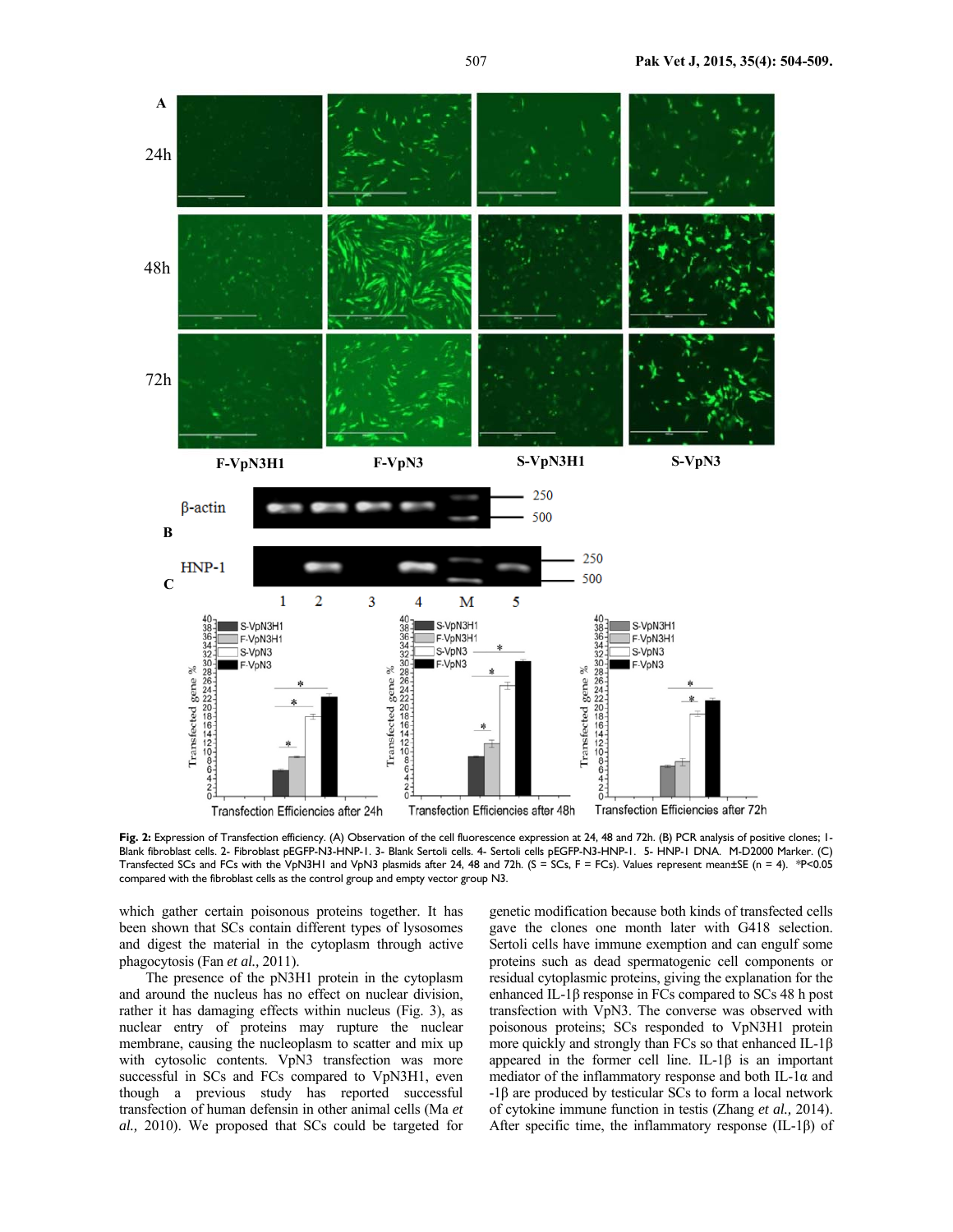**Fig. 2:** Expression of Transfection efficiency. (A) Observation of the cell fluorescence expression at 24, 48 and 72h. (B) PCR analysis of positive clones; 1- Blank fibroblast cells. 2- Fibroblast pEGFP-N3-HNP-1. 3- Blank Sertoli cells. 4- Sertoli cells pEGFP-N3-HNP-1. 5- HNP-1 DNA. M-D2000 Marker. (C) Transfected SCs and FCs with the VpN3H1 and VpN3 plasmids after 24, 48 and 72h. (S = SCs, F = FCs). Values represent mean±SE (n = 4). *P<0.05 compared with the fibroblast cells as the control group and empty vector group N3.

which gather certain poisonous proteins together. It has been shown that SCs contain different types of lysosomes and digest the material in the cytoplasm through active phagocytosis (Fan *et al.,* 2011).

The presence of the pN3H1 protein in the cytoplasm and around the nucleus has no effect on nuclear division, rather it has damaging effects within nucleus (Fig. 3), as nuclear entry of proteins may rupture the nuclear membrane, causing the nucleoplasm to scatter and mix up with cytosolic contents. VpN3 transfection was more successful in SCs and FCs compared to VpN3H1, even though a previous study has reported successful transfection of human defensin in other animal cells (Ma *et al.,* 2010). We proposed that SCs could be targeted for genetic modification because both kinds of transfected cells gave the clones one month later with G418 selection. Sertoli cells have immune exemption and can engulf some proteins such as dead spermatogenic cell components or residual cytoplasmic proteins, giving the explanation for the enhanced IL-1β response in FCs compared to SCs 48 h post transfection with VpN3. The converse was observed with poisonous proteins; SCs responded to VpN3H1 protein more quickly and strongly than FCs so that enhanced IL-1β appeared in the former cell line. IL-1β is an important mediator of the inflammatory response and both IL-1α and -1β are produced by testicular SCs to form a local network of cytokine immune function in testis (Zhang *et al.,* 2014). After specific time, the inflammatory response (IL-1β) of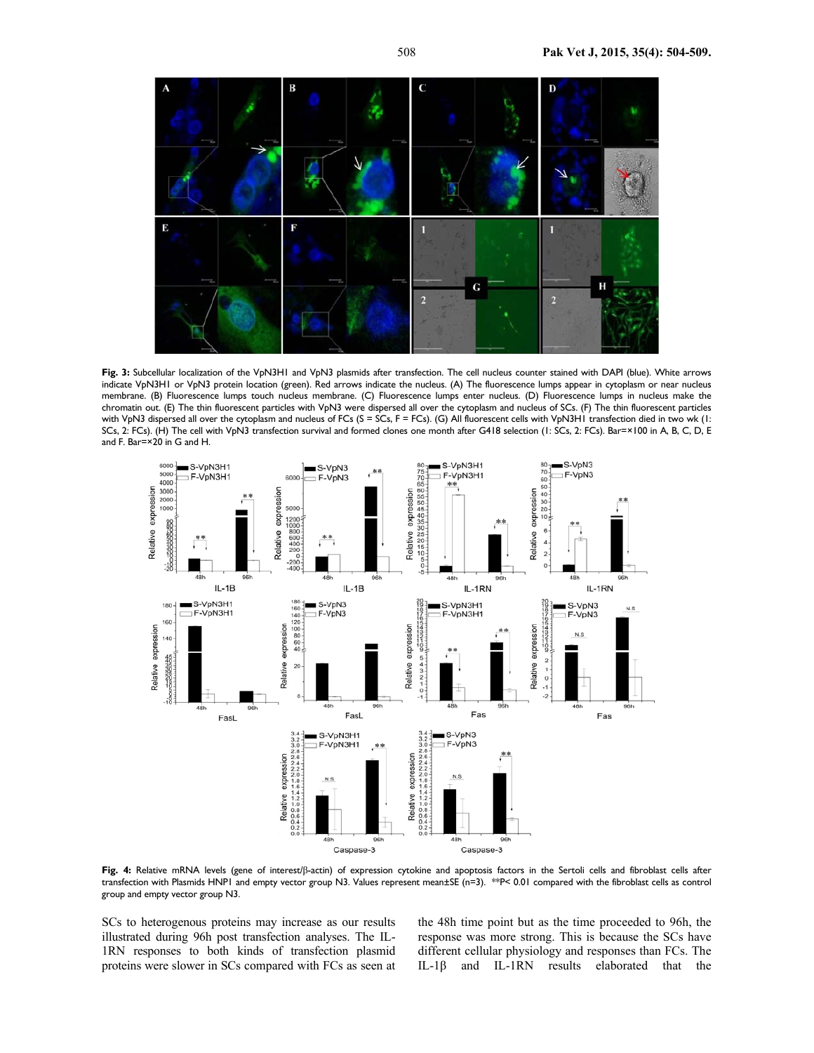**Fig. 3:** Subcellular localization of the VpN3H1 and VpN3 plasmids after transfection. The cell nucleus counter stained with DAPI (blue). White arrows indicate VpN3H1 or VpN3 protein location (green). Red arrows indicate the nucleus. (A) The fluorescence lumps appear in cytoplasm or near nucleus membrane. (B) Fluorescence lumps touch nucleus membrane. (C) Fluorescence lumps enter nucleus. (D) Fluorescence lumps in nucleus make the chromatin out. (E) The thin fluorescent particles with VpN3 were dispersed all over the cytoplasm and nucleus of SCs. (F) The thin fluorescent particles with VpN3 dispersed all over the cytoplasm and nucleus of FCs (S = SCs, F = FCs). (G) All fluorescent cells with VpN3H1 transfection died in two wk (1: SCs, 2: FCs). (H) The cell with VpN3 transfection survival and formed clones one month after G418 selection (1: SCs, 2: FCs). Bar=×100 in A, B, C, D, E and F. Bar=×20 in G and H.

**Fig. 4:** Relative mRNA levels (gene of interest/β-actin) of expression cytokine and apoptosis factors in the Sertoli cells and fibroblast cells after transfection with Plasmids HNP1 and empty vector group N3. Values represent mean±SE (n=3). **$P < 0.01$ compared with the fibroblast cells as control group and empty vector group N3.

SCs to heterogenous proteins may increase as our results illustrated during 96h post transfection analyses. The IL-1RN responses to both kinds of transfection plasmid proteins were slower in SCs compared with FCs as seen at the 48h time point but as the time proceeded to 96h, the response was more strong. This is because the SCs have different cellular physiology and responses than FCs. The IL-1β and IL-1RN results elaborated that the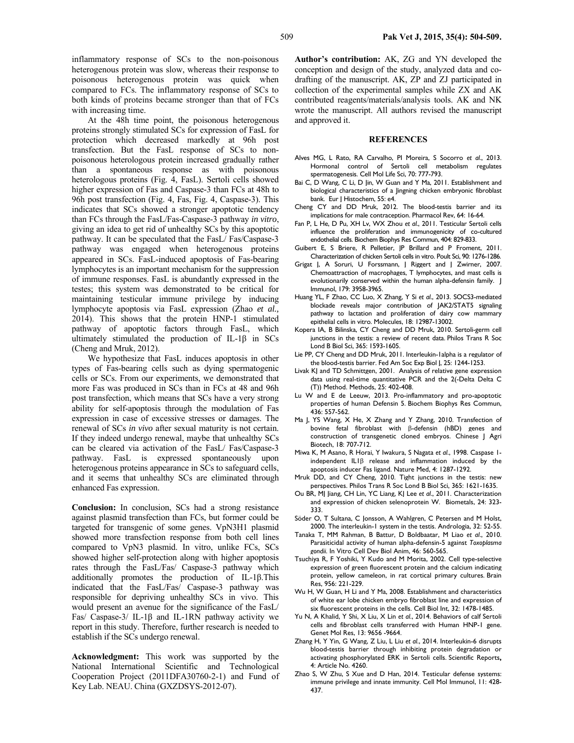inflammatory response of SCs to the non-poisonous heterogenous protein was slow, whereas their response to poisonous heterogenous protein was quick when compared to FCs. The inflammatory response of SCs to both kinds of proteins became stronger than that of FCs with increasing time.

At the 48h time point, the poisonous heterogenous proteins strongly stimulated SCs for expression of FasL for protection which decreased markedly at 96h post transfection. But the FasL response of SCs to non-poisonous heterologous protein increased gradually rather than a spontaneous response as with poisonous heterologous proteins (Fig. 4, FasL). Sertoli cells showed higher expression of Fas and Caspase-3 than FCs at 48h to 96h post transfection (Fig. 4, Fas, Fig. 4, Caspase-3). This indicates that SCs showed a stronger apoptotic tendency than FCs through the FasL/Fas-Caspase-3 pathway *in vitro*, giving an idea to get rid of unhealthy SCs by this apoptotic pathway. It can be speculated that the FasL/ Fas/Caspase-3 pathway was engaged when heterogenous proteins appeared in SCs. FasL-induced apoptosis of Fas-bearing lymphocytes is an important mechanism for the suppression of immune responses. FasL is abundantly expressed in the testes; this system was demonstrated to be critical for maintaining testicular immune privilege by inducing lymphocyte apoptosis via FasL expression (Zhao *et al.,* 2014). This shows that the protein HNP-1 stimulated pathway of apoptotic factors through FasL, which ultimately stimulated the production of IL-1β in SCs (Cheng and Mruk, 2012).

We hypothesize that FasL induces apoptosis in other types of Fas-bearing cells such as dying spermatogenic cells or SCs. From our experiments, we demonstrated that more Fas was produced in SCs than in FCs at 48 and 96h post transfection, which means that SCs have a very strong ability for self-apoptosis through the modulation of Fas expression in case of excessive stresses or damages. The renewal of SCs *in vivo* after sexual maturity is not certain. If they indeed undergo renewal, maybe that unhealthy SCs can be cleared via activation of the FasL/ Fas/Caspase-3 pathway. FasL is expressed spontaneously upon heterogenous proteins appearance in SCs to safeguard cells, and it seems that unhealthy SCs are eliminated through enhanced Fas expression.

**Conclusion:** In conclusion, SCs had a strong resistance against plasmid transfection than FCs, but former could be targeted for transgenic of some genes. VpN3H1 plasmid showed more transfection response from both cell lines compared to VpN3 plasmid. In vitro, unlike FCs, SCs showed higher self-protection along with higher apoptosis rates through the FasL/Fas/ Caspase-3 pathway which additionally promotes the production of IL-1β.This indicated that the FasL/Fas/ Caspase-3 pathway was responsible for depriving unhealthy SCs in vivo. This would present an avenue for the significance of the FasL/ Fas/ Caspase-3/ IL-1β and IL-1RN pathway activity we report in this study. Therefore, further research is needed to establish if the SCs undergo renewal.

**Acknowledgment:** This work was supported by the National International Scientific and Technological Cooperation Project (2011DFA30760-2-1) and Fund of Key Lab. NEAU. China (GXZDSYS-2012-07).

**Author's contribution:** AK, ZG and YN developed the conception and design of the study, analyzed data and co-drafting of the manuscript. AK, ZP and ZJ participated in collection of the experimental samples while ZX and AK contributed reagents/materials/analysis tools. AK and NK wrote the manuscript. All authors revised the manuscript and approved it.

## REFERENCES

Alves MG, L Rato, RA Carvalho, PI Moreira, S Socorro *et al*., 2013. Hormonal control of Sertoli cell metabolism regulates spermatogenesis. Cell Mol Life Sci, 70: 777-793.

Bai C, D Wang, C Li, D Jin, W Guan and Y Ma, 2011. Establishment and biological characteristics of a Jingning chicken embryonic fibroblast bank. Eur J Histochem, 55: e4.

Cheng CY and DD Mruk, 2012. The blood-testis barrier and its implications for male contraception. Pharmacol Rev, 64: 16-64.

Fan P, L He, D Pu, XH Lv, WX Zhou *et al*., 2011. Testicular Sertoli cells influence the proliferation and immunogenicity of co-cultured endothelial cells. Biochem Biophys Res Commun, 404: 829-833.

Guibert E, S Briere, R Pelletier, JP Brillard and P Froment, 2011. Characterization of chicken Sertoli cells in vitro. Poult Sci, 90: 1276-1286.

Grigat J, A Soruri, U Forssmann, J Riggert and J Zwirner, 2007. Chemoattraction of macrophages, T lymphocytes, and mast cells is evolutionarily conserved within the human alpha-defensin family. J Immunol, 179: 3958-3965.

Huang YL, F Zhao, CC Luo, X Zhang, Y Si *et al*., 2013. SOCS3-mediated blockade reveals major contribution of JAK2/STAT5 signaling pathway to lactation and proliferation of dairy cow mammary epithelial cells in vitro. Molecules, 18: 12987-13002.

Kopera IA, B Bilinska, CY Cheng and DD Mruk, 2010. Sertoli-germ cell junctions in the testis: a review of recent data. Philos Trans R Soc Lond B Biol Sci, 365: 1593-1605.

Lie PP, CY Cheng and DD Mruk, 2011. Interleukin-1alpha is a regulator of the blood-testis barrier. Fed Am Soc Exp Biol J, 25: 1244-1253.

Livak KJ and TD Schmittgen, 2001. Analysis of relative gene expression data using real-time quantitative PCR and the 2(-Delta Delta C (T)) Method. Methods, 25: 402-408.

Lu W and E de Leeuw, 2013. Pro-inflammatory and pro-apoptotic properties of human Defensin 5. Biochem Biophys Res Commun, 436: 557-562.

Ma J, YS Wang, X He, X Zhang and Y Zhang, 2010. Transfection of bovine fetal fibroblast with β-defensin (hBD) genes and construction of transgenetic cloned embryos. Chinese J Agri Biotech, 18: 707-712.

Miwa K, M Asano, R Horai, Y Iwakura, S Nagata *et al*., 1998. Caspase 1-independent IL1β release and inflammation induced by the apoptosis inducer Fas ligand. Nature Med, 4: 1287-1292.

Mruk DD, and CY Cheng, 2010. Tight junctions in the testis: new perspectives. Philos Trans R Soc Lond B Biol Sci, 365: 1621-1635.

Ou BR, MJ Jiang, CH Lin, YC Liang, KJ Lee *et al*., 2011. Characterization and expression of chicken selenoprotein W. Biometals, 24: 323-333.

Söder O, T Sultana, C Jonsson, A Wahlgren, C Petersen and M Holst, 2000. The interleukin-1 system in the testis. Andrologia, 32: 52-55.

Tanaka T, MM Rahman, B Battur, D Boldbaatar, M Liao *et al*., 2010. Parasiticidal activity of human alpha-defensin-5 against *Toxoplasma gondii*. In Vitro Cell Dev Biol Anim, 46: 560-565.

Tsuchiya R, F Yoshiki, Y Kudo and M Morita, 2002. Cell type-selective expression of green fluorescent protein and the calcium indicating protein, yellow cameleon, in rat cortical primary cultures. Brain Res, 956: 221-229.

Wu H, W Guan, H Li and Y Ma, 2008. Establishment and characteristics of white ear lobe chicken embryo fibroblast line and expression of six fluorescent proteins in the cells. Cell Biol Int, 32: 1478-1485.

Yu N, A Khalid, Y Shi, X Liu, X Lin *et al*., 2014. Behaviors of calf Sertoli cells and fibroblast cells transferred with Human HNP-1 gene. Genet Mol Res, 13: 9656 -9664.

Zhang H, Y Yin, G Wang, Z Liu, L Liu *et al*., 2014. Interleukin-6 disrupts blood-testis barrier through inhibiting protein degradation or activating phosphorylated ERK in Sertoli cells. Scientific Reports**,** 4: Article No. 4260.

Zhao S, W Zhu, S Xue and D Han, 2014. Testicular defense systems: immune privilege and innate immunity. Cell Mol Immunol, 11: 428-437.